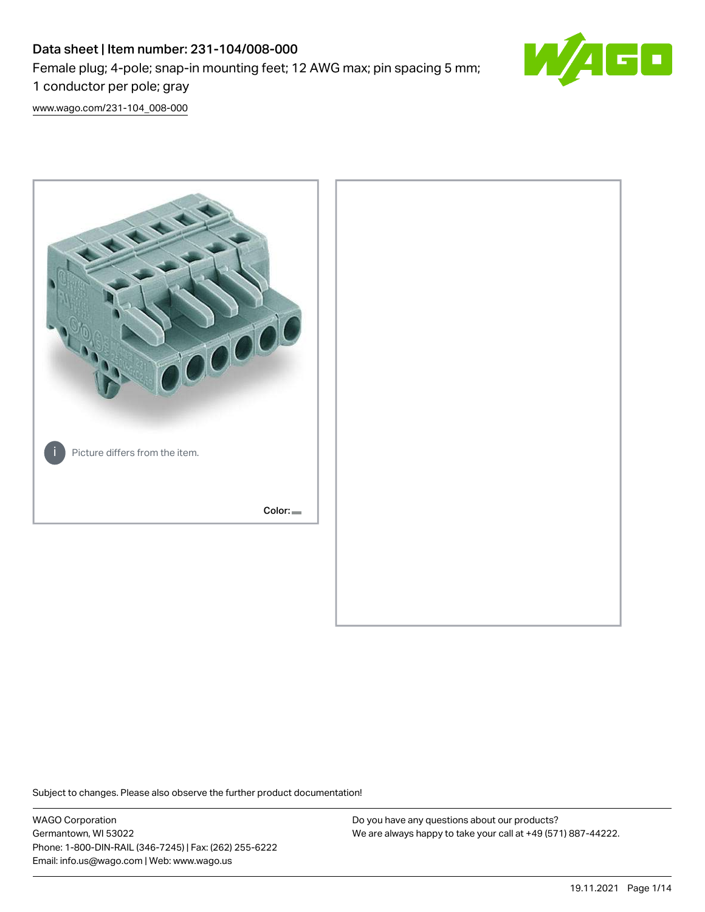# Data sheet | Item number: 231-104/008-000

Female plug; 4-pole; snap-in mounting feet; 12 AWG max; pin spacing 5 mm; 1 conductor per pole; gray

www.wago.com/231-104_008-000

Picture differs from the item.

Color:

Subject to changes. Please also observe the further product documentation!

WAGO Corporation
Germantown, WI 53022
Phone: 1-800-DIN-RAIL (346-7245) | Fax: (262) 255-6222
Email: info.us@wago.com | Web: www.wago.us

Do you have any questions about our products?
We are always happy to take your call at +49 (571) 887-44222.

19.11.2021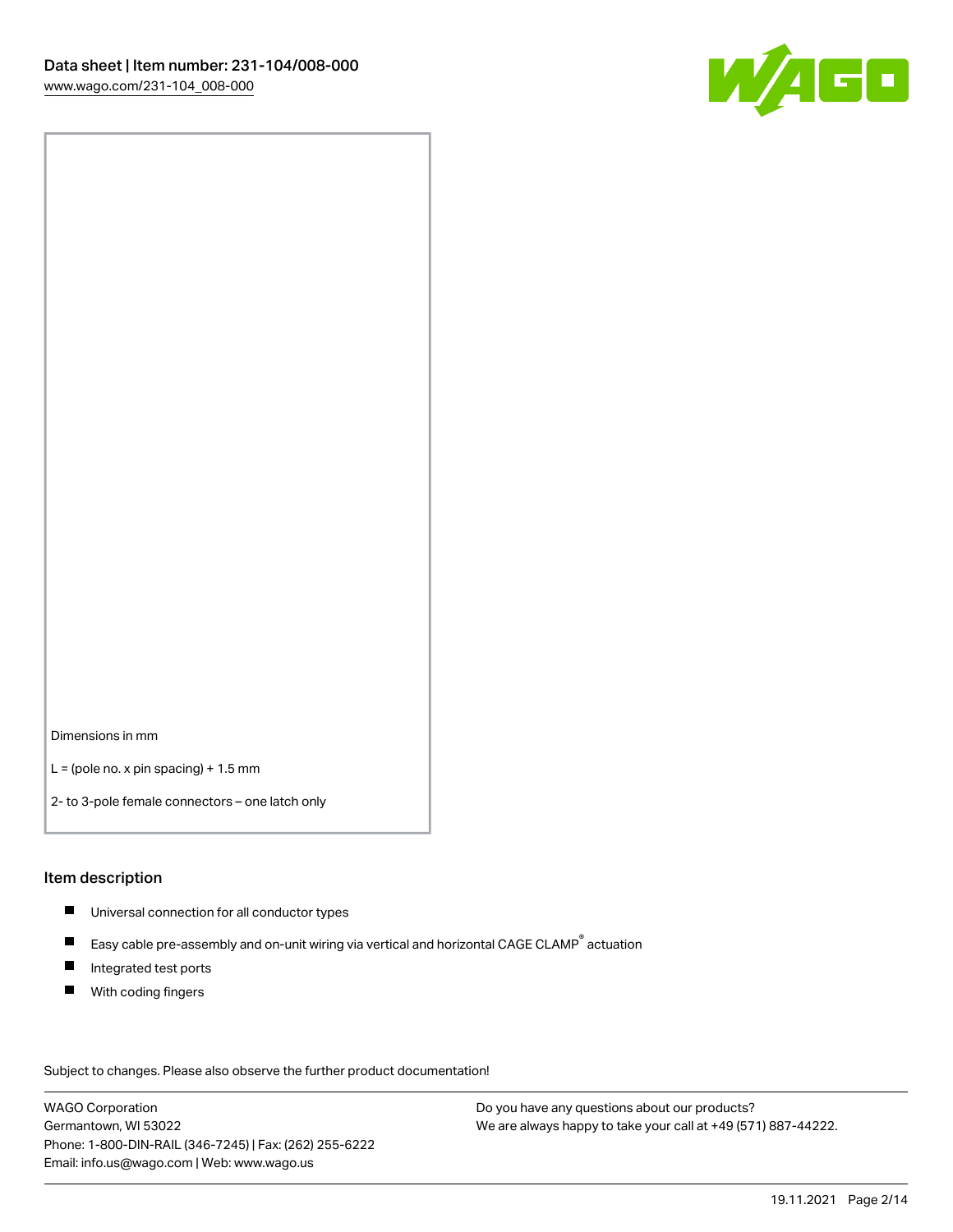Dimensions in mm

L = (pole no. x pin spacing) + 1.5 mm

2- to 3-pole female connectors – one latch only

## Item description

- Universal connection for all conductor types
- Easy cable pre-assembly and on-unit wiring via vertical and horizontal CAGE CLAMP® actuation
- Integrated test ports
- With coding fingers

Subject to changes. Please also observe the further product documentation!

WAGO Corporation
Germantown, WI 53022
Phone: 1-800-DIN-RAIL (346-7245) | Fax: (262) 255-6222
Email: info.us@wago.com | Web: www.wago.us

Do you have any questions about our products?
We are always happy to take your call at +49 (571) 887-44222.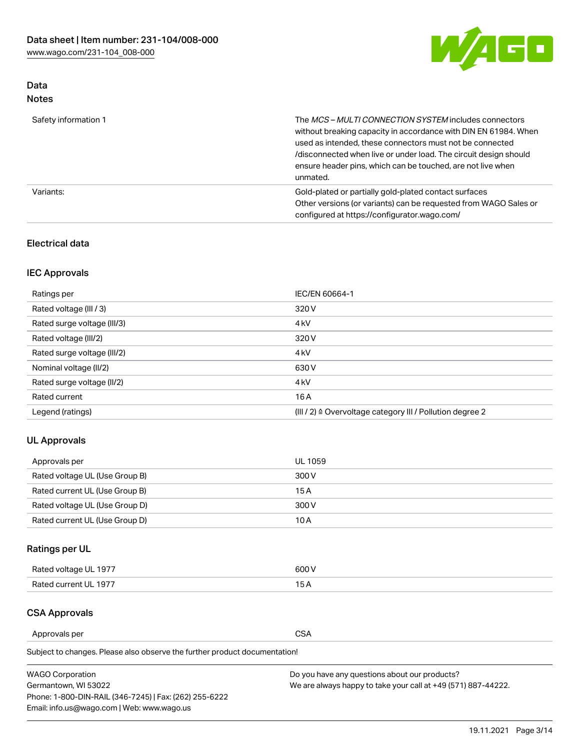## Data

### Notes

| | |
|---|---|
| Safety information 1 | The *MCS – MULTI CONNECTION SYSTEM* includes connectors without breaking capacity in accordance with DIN EN 61984. When used as intended, these connectors must not be connected /disconnected when live or under load. The circuit design should ensure header pins, which can be touched, are not live when unmated. |
| Variants: | Gold-plated or partially gold-plated contact surfaces<br>Other versions (or variants) can be requested from WAGO Sales or configured at https://configurator.wago.com/ |

## Electrical data

### IEC Approvals

| | |
|---|---|
| Ratings per | IEC/EN 60664-1 |
| Rated voltage (III / 3) | 320 V |
| Rated surge voltage (III/3) | 4 kV |
| Rated voltage (III/2) | 320 V |
| Rated surge voltage (III/2) | 4 kV |
| Nominal voltage (II/2) | 630 V |
| Rated surge voltage (II/2) | 4 kV |
| Rated current | 16 A |
| Legend (ratings) | (III / 2) ≙ Overvoltage category III / Pollution degree 2 |

### UL Approvals

| | |
|---|---|
| Approvals per | UL 1059 |
| Rated voltage UL (Use Group B) | 300 V |
| Rated current UL (Use Group B) | 15 A |
| Rated voltage UL (Use Group D) | 300 V |
| Rated current UL (Use Group D) | 10 A |

### Ratings per UL

| | |
|---|---|
| Rated voltage UL 1977 | 600 V |
| Rated current UL 1977 | 15 A |

### CSA Approvals

| | |
|---|---|
| Approvals per | CSA |

Subject to changes. Please also observe the further product documentation!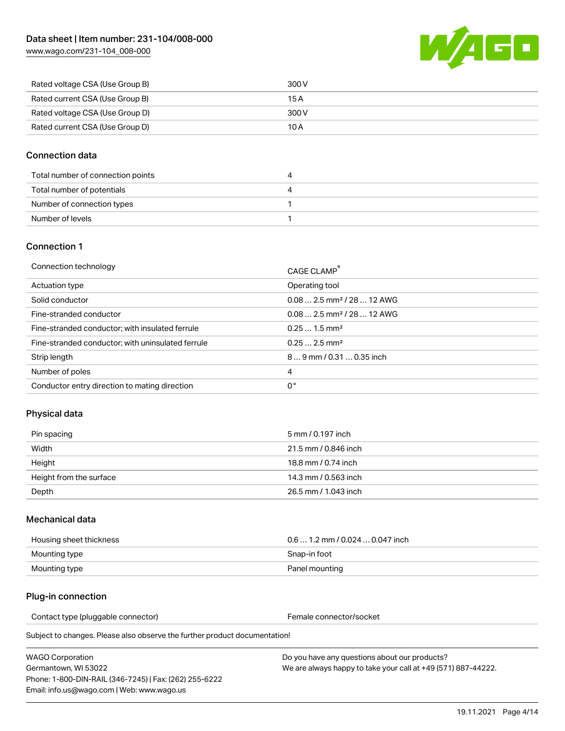| Rated voltage CSA (Use Group B) | 300 V |
| --- | --- |
| Rated current CSA (Use Group B) | 15 A |
| Rated voltage CSA (Use Group D) | 300 V |
| Rated current CSA (Use Group D) | 10 A |

## Connection data

| Total number of connection points | 4 |
| --- | --- |
| Total number of potentials | 4 |
| Number of connection types | 1 |
| Number of levels | 1 |

## Connection 1

| Connection technology | CAGE CLAMP® |
| --- | --- |
| Actuation type | Operating tool |
| Solid conductor | 0.08 … 2.5 mm² / 28 … 12 AWG |
| Fine-stranded conductor | 0.08 … 2.5 mm² / 28 … 12 AWG |
| Fine-stranded conductor; with insulated ferrule | 0.25 … 1.5 mm² |
| Fine-stranded conductor; with uninsulated ferrule | 0.25 … 2.5 mm² |
| Strip length | 8 … 9 mm / 0.31 … 0.35 inch |
| Number of poles | 4 |
| Conductor entry direction to mating direction | 0° |

## Physical data

| Pin spacing | 5 mm / 0.197 inch |
| --- | --- |
| Width | 21.5 mm / 0.846 inch |
| Height | 18.8 mm / 0.74 inch |
| Height from the surface | 14.3 mm / 0.563 inch |
| Depth | 26.5 mm / 1.043 inch |

## Mechanical data

| Housing sheet thickness | 0.6 … 1.2 mm / 0.024 … 0.047 inch |
| --- | --- |
| Mounting type | Snap-in foot |
| Mounting type | Panel mounting |

## Plug-in connection

| Contact type (pluggable connector) | Female connector/socket |
| --- | --- |

Subject to changes. Please also observe the further product documentation!

WAGO Corporation
Germantown, WI 53022
Phone: 1-800-DIN-RAIL (346-7245) | Fax: (262) 255-6222
Email: info.us@wago.com | Web: www.wago.us

Do you have any questions about our products?
We are always happy to take your call at +49 (571) 887-44222.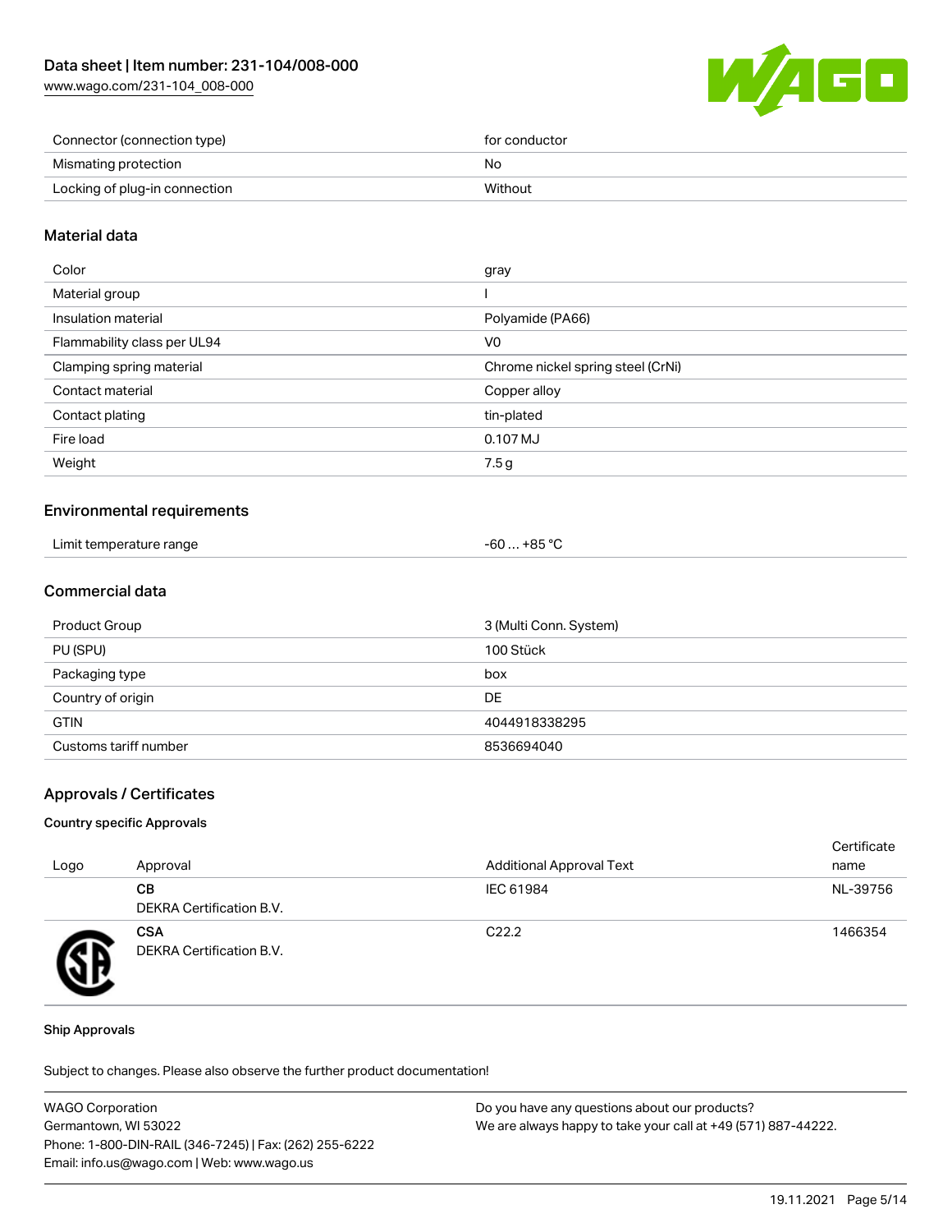| | |
|---|---|
| Connector (connection type) | for conductor |
| Mismating protection | No |
| Locking of plug-in connection | Without |

## Material data

| | |
|---|---|
| Color | gray |
| Material group | I |
| Insulation material | Polyamide (PA66) |
| Flammability class per UL94 | V0 |
| Clamping spring material | Chrome nickel spring steel (CrNi) |
| Contact material | Copper alloy |
| Contact plating | tin-plated |
| Fire load | 0.107 MJ |
| Weight | 7.5 g |

## Environmental requirements

| | |
|---|---|
| Limit temperature range | -60 … +85 °C |

## Commercial data

| | |
|---|---|
| Product Group | 3 (Multi Conn. System) |
| PU (SPU) | 100 Stück |
| Packaging type | box |
| Country of origin | DE |
| GTIN | 4044918338295 |
| Customs tariff number | 8536694040 |

## Approvals / Certificates

### Country specific Approvals

| Logo | Approval | Additional Approval Text | Certificate name |
|---|---|---|---|
| | **CB**<br>DEKRA Certification B.V. | IEC 61984 | NL-39756 |
| | **CSA**<br>DEKRA Certification B.V. | C22.2 | 1466354 |

### Ship Approvals

Subject to changes. Please also observe the further product documentation!

WAGO Corporation
Germantown, WI 53022
Phone: 1-800-DIN-RAIL (346-7245) | Fax: (262) 255-6222
Email: info.us@wago.com | Web: www.wago.us

Do you have any questions about our products?
We are always happy to take your call at +49 (571) 887-44222.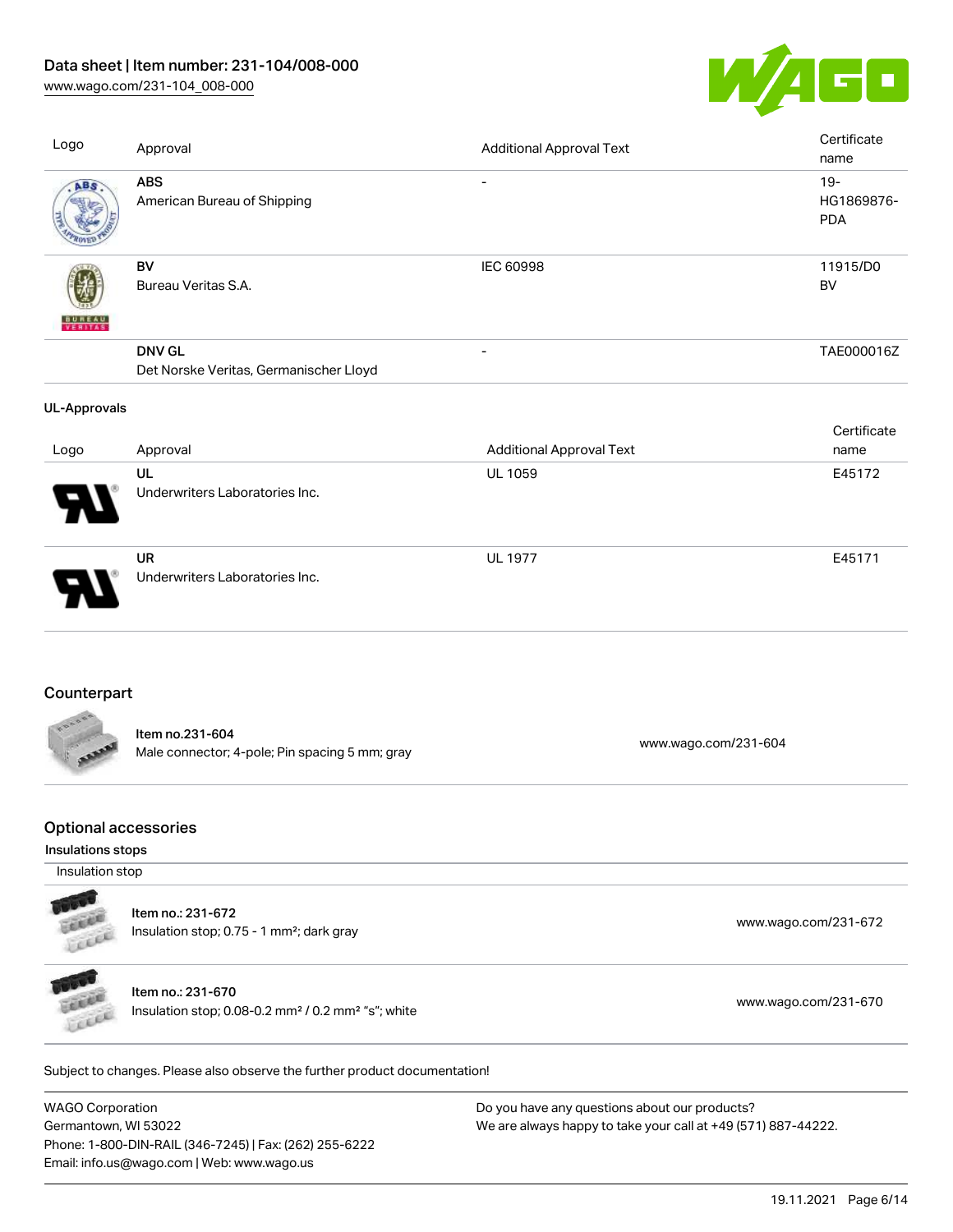| Logo | Approval | Additional Approval Text | Certificate name |
|---|---|---|---|
| | **ABS**<br>American Bureau of Shipping | - | 19-HG1869876-PDA |
| | **BV**<br>Bureau Veritas S.A. | IEC 60998 | 11915/D0 BV |
| | **DNV GL**<br>Det Norske Veritas, Germanischer Lloyd | - | TAE000016Z |

**UL-Approvals**

| Logo | Approval | Additional Approval Text | Certificate name |
|---|---|---|---|
| | **UL**<br>Underwriters Laboratories Inc. | UL 1059 | E45172 |
| | **UR**<br>Underwriters Laboratories Inc. | UL 1977 | E45171 |

## Counterpart

| Item | Link |
|---|---|
| Item no.231-604<br>Male connector; 4-pole; Pin spacing 5 mm; gray | www.wago.com/231-604 |

## Optional accessories

### Insulations stops

Insulation stop

| Item | Link |
|---|---|
| Item no.: 231-672<br>Insulation stop; 0.75 - 1 mm²; dark gray | www.wago.com/231-672 |
| Item no.: 231-670<br>Insulation stop; 0.08-0.2 mm² / 0.2 mm² "s"; white | www.wago.com/231-670 |

Subject to changes. Please also observe the further product documentation!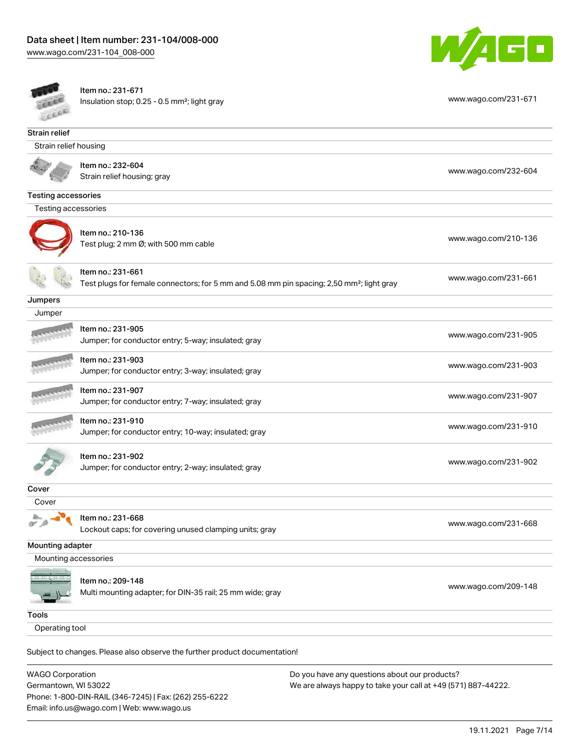| | | |
|---|---|---|
| Item no.: 231-671<br>Insulation stop; 0.25 - 0.5 mm²; light gray | | www.wago.com/231-671 |

## Strain relief

### Strain relief housing

| | |
|---|---|
| Item no.: 232-604<br>Strain relief housing; gray | www.wago.com/232-604 |

## Testing accessories

### Testing accessories

| | |
|---|---|
| Item no.: 210-136<br>Test plug; 2 mm Ø; with 500 mm cable | www.wago.com/210-136 |
| Item no.: 231-661<br>Test plugs for female connectors; for 5 mm and 5.08 mm pin spacing; 2,50 mm²; light gray | www.wago.com/231-661 |

## Jumpers

### Jumper

| | |
|---|---|
| Item no.: 231-905<br>Jumper; for conductor entry; 5-way; insulated; gray | www.wago.com/231-905 |
| Item no.: 231-903<br>Jumper; for conductor entry; 3-way; insulated; gray | www.wago.com/231-903 |
| Item no.: 231-907<br>Jumper; for conductor entry; 7-way; insulated; gray | www.wago.com/231-907 |
| Item no.: 231-910<br>Jumper; for conductor entry; 10-way; insulated; gray | www.wago.com/231-910 |
| Item no.: 231-902<br>Jumper; for conductor entry; 2-way; insulated; gray | www.wago.com/231-902 |

## Cover

### Cover

| | |
|---|---|
| Item no.: 231-668<br>Lockout caps; for covering unused clamping units; gray | www.wago.com/231-668 |

## Mounting adapter

### Mounting accessories

| | |
|---|---|
| Item no.: 209-148<br>Multi mounting adapter; for DIN-35 rail; 25 mm wide; gray | www.wago.com/209-148 |

## Tools

### Operating tool

Subject to changes. Please also observe the further product documentation!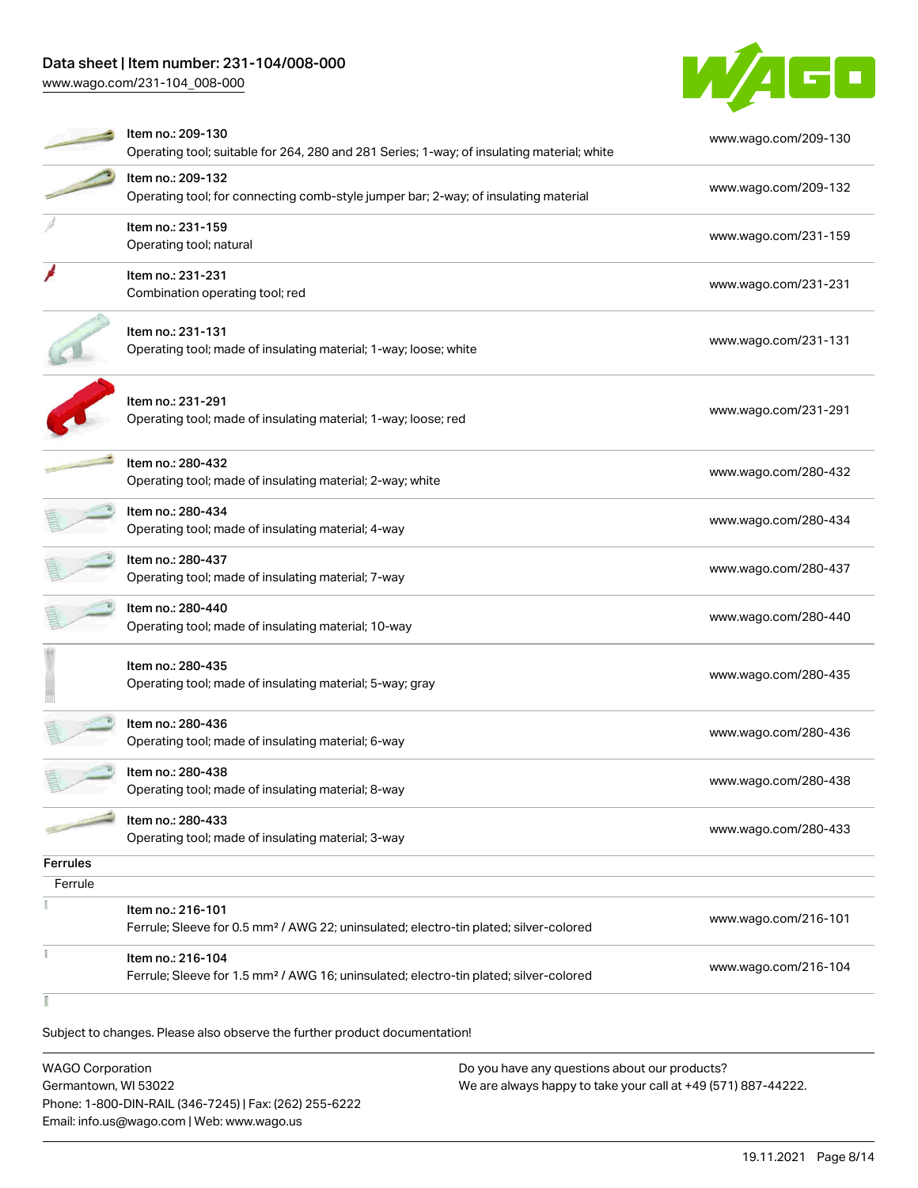| | | |
|---|---|---|
| | Item no.: 209-130<br>Operating tool; suitable for 264, 280 and 281 Series; 1-way; of insulating material; white | www.wago.com/209-130 |
| | Item no.: 209-132<br>Operating tool; for connecting comb-style jumper bar; 2-way; of insulating material | www.wago.com/209-132 |
| | Item no.: 231-159<br>Operating tool; natural | www.wago.com/231-159 |
| | Item no.: 231-231<br>Combination operating tool; red | www.wago.com/231-231 |
| | Item no.: 231-131<br>Operating tool; made of insulating material; 1-way; loose; white | www.wago.com/231-131 |
| | Item no.: 231-291<br>Operating tool; made of insulating material; 1-way; loose; red | www.wago.com/231-291 |
| | Item no.: 280-432<br>Operating tool; made of insulating material; 2-way; white | www.wago.com/280-432 |
| | Item no.: 280-434<br>Operating tool; made of insulating material; 4-way | www.wago.com/280-434 |
| | Item no.: 280-437<br>Operating tool; made of insulating material; 7-way | www.wago.com/280-437 |
| | Item no.: 280-440<br>Operating tool; made of insulating material; 10-way | www.wago.com/280-440 |
| | Item no.: 280-435<br>Operating tool; made of insulating material; 5-way; gray | www.wago.com/280-435 |
| | Item no.: 280-436<br>Operating tool; made of insulating material; 6-way | www.wago.com/280-436 |
| | Item no.: 280-438<br>Operating tool; made of insulating material; 8-way | www.wago.com/280-438 |
| | Item no.: 280-433<br>Operating tool; made of insulating material; 3-way | www.wago.com/280-433 |

**Ferrules**

Ferrule

| | | |
|---|---|---|
| | Item no.: 216-101<br>Ferrule; Sleeve for 0.5 mm² / AWG 22; uninsulated; electro-tin plated; silver-colored | www.wago.com/216-101 |
| | Item no.: 216-104<br>Ferrule; Sleeve for 1.5 mm² / AWG 16; uninsulated; electro-tin plated; silver-colored | www.wago.com/216-104 |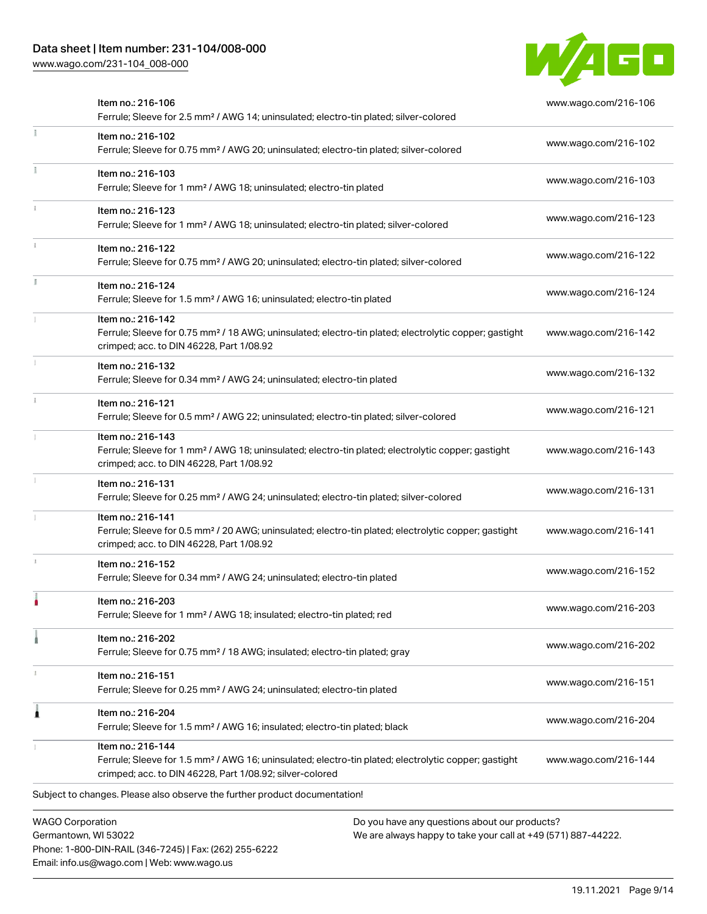| Item | URL |
|---|---|
| Item no.: 216-106<br>Ferrule; Sleeve for 2.5 mm² / AWG 14; uninsulated; electro-tin plated; silver-colored | www.wago.com/216-106 |
| Item no.: 216-102<br>Ferrule; Sleeve for 0.75 mm² / AWG 20; uninsulated; electro-tin plated; silver-colored | www.wago.com/216-102 |
| Item no.: 216-103<br>Ferrule; Sleeve for 1 mm² / AWG 18; uninsulated; electro-tin plated | www.wago.com/216-103 |
| Item no.: 216-123<br>Ferrule; Sleeve for 1 mm² / AWG 18; uninsulated; electro-tin plated; silver-colored | www.wago.com/216-123 |
| Item no.: 216-122<br>Ferrule; Sleeve for 0.75 mm² / AWG 20; uninsulated; electro-tin plated; silver-colored | www.wago.com/216-122 |
| Item no.: 216-124<br>Ferrule; Sleeve for 1.5 mm² / AWG 16; uninsulated; electro-tin plated | www.wago.com/216-124 |
| Item no.: 216-142<br>Ferrule; Sleeve for 0.75 mm² / 18 AWG; uninsulated; electro-tin plated; electrolytic copper; gastight crimped; acc. to DIN 46228, Part 1/08.92 | www.wago.com/216-142 |
| Item no.: 216-132<br>Ferrule; Sleeve for 0.34 mm² / AWG 24; uninsulated; electro-tin plated | www.wago.com/216-132 |
| Item no.: 216-121<br>Ferrule; Sleeve for 0.5 mm² / AWG 22; uninsulated; electro-tin plated; silver-colored | www.wago.com/216-121 |
| Item no.: 216-143<br>Ferrule; Sleeve for 1 mm² / AWG 18; uninsulated; electro-tin plated; electrolytic copper; gastight crimped; acc. to DIN 46228, Part 1/08.92 | www.wago.com/216-143 |
| Item no.: 216-131<br>Ferrule; Sleeve for 0.25 mm² / AWG 24; uninsulated; electro-tin plated; silver-colored | www.wago.com/216-131 |
| Item no.: 216-141<br>Ferrule; Sleeve for 0.5 mm² / 20 AWG; uninsulated; electro-tin plated; electrolytic copper; gastight crimped; acc. to DIN 46228, Part 1/08.92 | www.wago.com/216-141 |
| Item no.: 216-152<br>Ferrule; Sleeve for 0.34 mm² / AWG 24; uninsulated; electro-tin plated | www.wago.com/216-152 |
| Item no.: 216-203<br>Ferrule; Sleeve for 1 mm² / AWG 18; insulated; electro-tin plated; red | www.wago.com/216-203 |
| Item no.: 216-202<br>Ferrule; Sleeve for 0.75 mm² / 18 AWG; insulated; electro-tin plated; gray | www.wago.com/216-202 |
| Item no.: 216-151<br>Ferrule; Sleeve for 0.25 mm² / AWG 24; uninsulated; electro-tin plated | www.wago.com/216-151 |
| Item no.: 216-204<br>Ferrule; Sleeve for 1.5 mm² / AWG 16; insulated; electro-tin plated; black | www.wago.com/216-204 |
| Item no.: 216-144<br>Ferrule; Sleeve for 1.5 mm² / AWG 16; uninsulated; electro-tin plated; electrolytic copper; gastight crimped; acc. to DIN 46228, Part 1/08.92; silver-colored | www.wago.com/216-144 |

Subject to changes. Please also observe the further product documentation!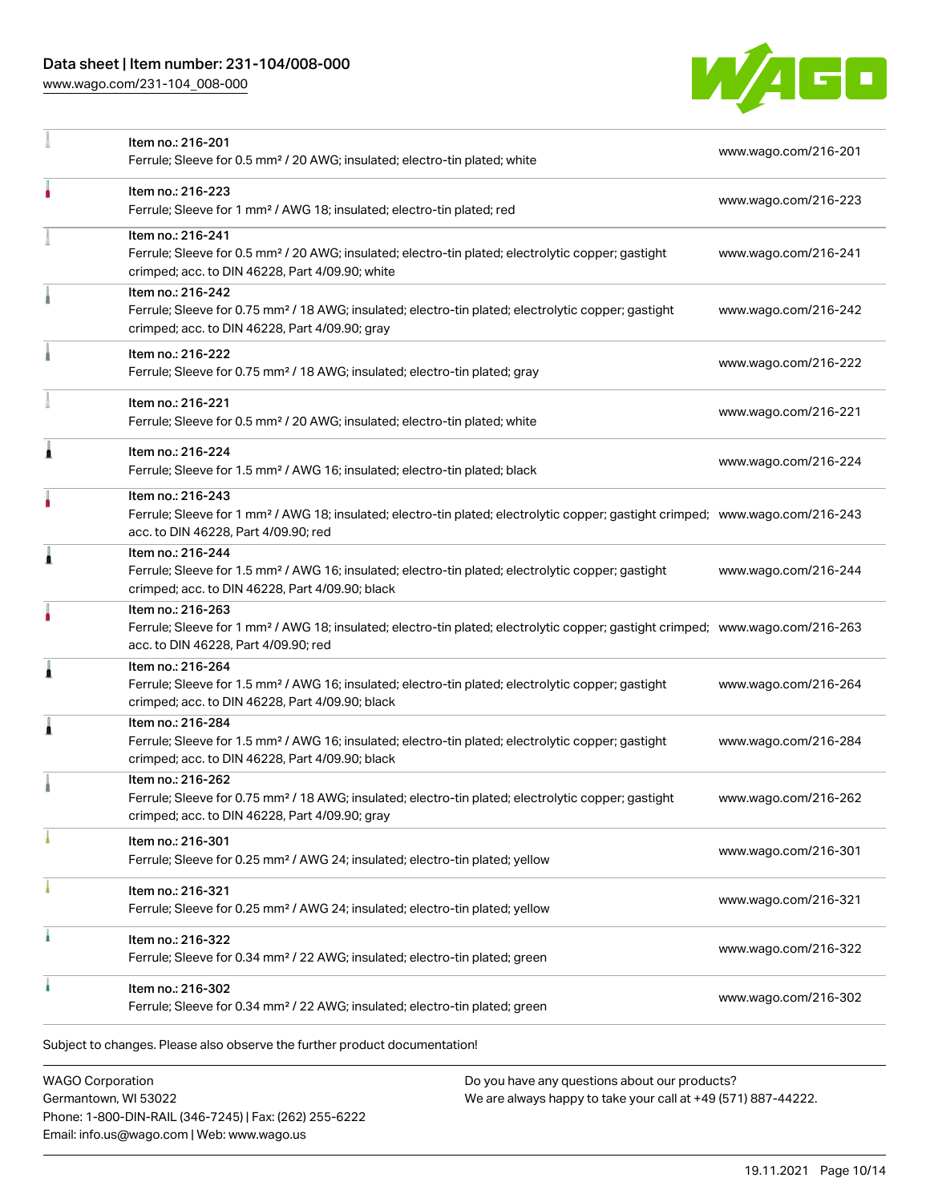| Item | URL |
| --- | --- |
| Item no.: 216-201<br>Ferrule; Sleeve for 0.5 mm² / 20 AWG; insulated; electro-tin plated; white | www.wago.com/216-201 |
| Item no.: 216-223<br>Ferrule; Sleeve for 1 mm² / AWG 18; insulated; electro-tin plated; red | www.wago.com/216-223 |
| Item no.: 216-241<br>Ferrule; Sleeve for 0.5 mm² / 20 AWG; insulated; electro-tin plated; electrolytic copper; gastight crimped; acc. to DIN 46228, Part 4/09.90; white | www.wago.com/216-241 |
| Item no.: 216-242<br>Ferrule; Sleeve for 0.75 mm² / 18 AWG; insulated; electro-tin plated; electrolytic copper; gastight crimped; acc. to DIN 46228, Part 4/09.90; gray | www.wago.com/216-242 |
| Item no.: 216-222<br>Ferrule; Sleeve for 0.75 mm² / 18 AWG; insulated; electro-tin plated; gray | www.wago.com/216-222 |
| Item no.: 216-221<br>Ferrule; Sleeve for 0.5 mm² / 20 AWG; insulated; electro-tin plated; white | www.wago.com/216-221 |
| Item no.: 216-224<br>Ferrule; Sleeve for 1.5 mm² / AWG 16; insulated; electro-tin plated; black | www.wago.com/216-224 |
| Item no.: 216-243<br>Ferrule; Sleeve for 1 mm² / AWG 18; insulated; electro-tin plated; electrolytic copper; gastight crimped; acc. to DIN 46228, Part 4/09.90; red | www.wago.com/216-243 |
| Item no.: 216-244<br>Ferrule; Sleeve for 1.5 mm² / AWG 16; insulated; electro-tin plated; electrolytic copper; gastight crimped; acc. to DIN 46228, Part 4/09.90; black | www.wago.com/216-244 |
| Item no.: 216-263<br>Ferrule; Sleeve for 1 mm² / AWG 18; insulated; electro-tin plated; electrolytic copper; gastight crimped; acc. to DIN 46228, Part 4/09.90; red | www.wago.com/216-263 |
| Item no.: 216-264<br>Ferrule; Sleeve for 1.5 mm² / AWG 16; insulated; electro-tin plated; electrolytic copper; gastight crimped; acc. to DIN 46228, Part 4/09.90; black | www.wago.com/216-264 |
| Item no.: 216-284<br>Ferrule; Sleeve for 1.5 mm² / AWG 16; insulated; electro-tin plated; electrolytic copper; gastight crimped; acc. to DIN 46228, Part 4/09.90; black | www.wago.com/216-284 |
| Item no.: 216-262<br>Ferrule; Sleeve for 0.75 mm² / 18 AWG; insulated; electro-tin plated; electrolytic copper; gastight crimped; acc. to DIN 46228, Part 4/09.90; gray | www.wago.com/216-262 |
| Item no.: 216-301<br>Ferrule; Sleeve for 0.25 mm² / AWG 24; insulated; electro-tin plated; yellow | www.wago.com/216-301 |
| Item no.: 216-321<br>Ferrule; Sleeve for 0.25 mm² / AWG 24; insulated; electro-tin plated; yellow | www.wago.com/216-321 |
| Item no.: 216-322<br>Ferrule; Sleeve for 0.34 mm² / 22 AWG; insulated; electro-tin plated; green | www.wago.com/216-322 |
| Item no.: 216-302<br>Ferrule; Sleeve for 0.34 mm² / 22 AWG; insulated; electro-tin plated; green | www.wago.com/216-302 |

Subject to changes. Please also observe the further product documentation!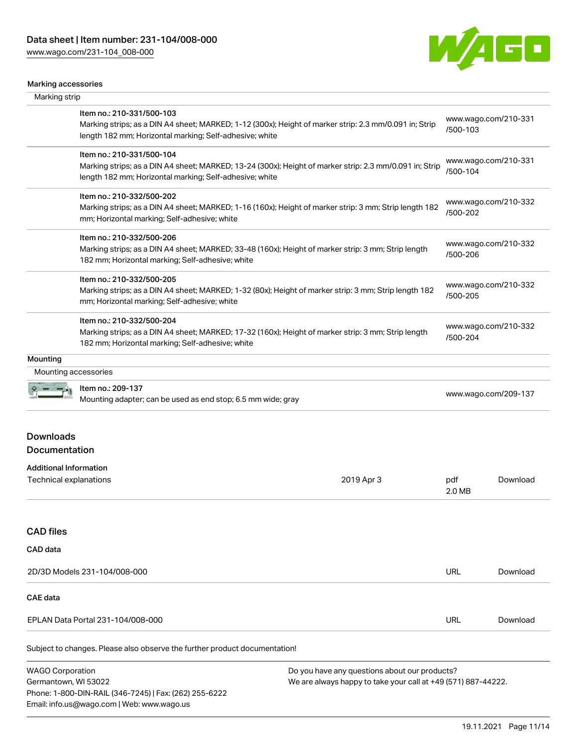### Marking accessories

Marking strip

| Item | Link |
| --- | --- |
| Item no.: 210-331/500-103<br>Marking strips; as a DIN A4 sheet; MARKED; 1-12 (300x); Height of marker strip: 2.3 mm/0.091 in; Strip length 182 mm; Horizontal marking; Self-adhesive; white | www.wago.com/210-331/500-103 |
| Item no.: 210-331/500-104<br>Marking strips; as a DIN A4 sheet; MARKED; 13-24 (300x); Height of marker strip: 2.3 mm/0.091 in; Strip length 182 mm; Horizontal marking; Self-adhesive; white | www.wago.com/210-331/500-104 |
| Item no.: 210-332/500-202<br>Marking strips; as a DIN A4 sheet; MARKED; 1-16 (160x); Height of marker strip: 3 mm; Strip length 182 mm; Horizontal marking; Self-adhesive; white | www.wago.com/210-332/500-202 |
| Item no.: 210-332/500-206<br>Marking strips; as a DIN A4 sheet; MARKED; 33-48 (160x); Height of marker strip: 3 mm; Strip length 182 mm; Horizontal marking; Self-adhesive; white | www.wago.com/210-332/500-206 |
| Item no.: 210-332/500-205<br>Marking strips; as a DIN A4 sheet; MARKED; 1-32 (80x); Height of marker strip: 3 mm; Strip length 182 mm; Horizontal marking; Self-adhesive; white | www.wago.com/210-332/500-205 |
| Item no.: 210-332/500-204<br>Marking strips; as a DIN A4 sheet; MARKED; 17-32 (160x); Height of marker strip: 3 mm; Strip length 182 mm; Horizontal marking; Self-adhesive; white | www.wago.com/210-332/500-204 |

### Mounting

Mounting accessories

| Item | Link |
| --- | --- |
| Item no.: 209-137<br>Mounting adapter; can be used as end stop; 6.5 mm wide; gray | www.wago.com/209-137 |

## Downloads

### Documentation

**Additional Information**

| Document | Date | Format | |
| --- | --- | --- | --- |
| Technical explanations | 2019 Apr 3 | pdf 2.0 MB | Download |

### CAD files

**CAD data**

| 2D/3D Models 231-104/008-000 | URL | Download |
| --- | --- | --- |

**CAE data**

| EPLAN Data Portal 231-104/008-000 | URL | Download |
| --- | --- | --- |

Subject to changes. Please also observe the further product documentation!

WAGO Corporation
Germantown, WI 53022
Phone: 1-800-DIN-RAIL (346-7245) | Fax: (262) 255-6222
Email: info.us@wago.com | Web: www.wago.us

Do you have any questions about our products?
We are always happy to take your call at +49 (571) 887-44222.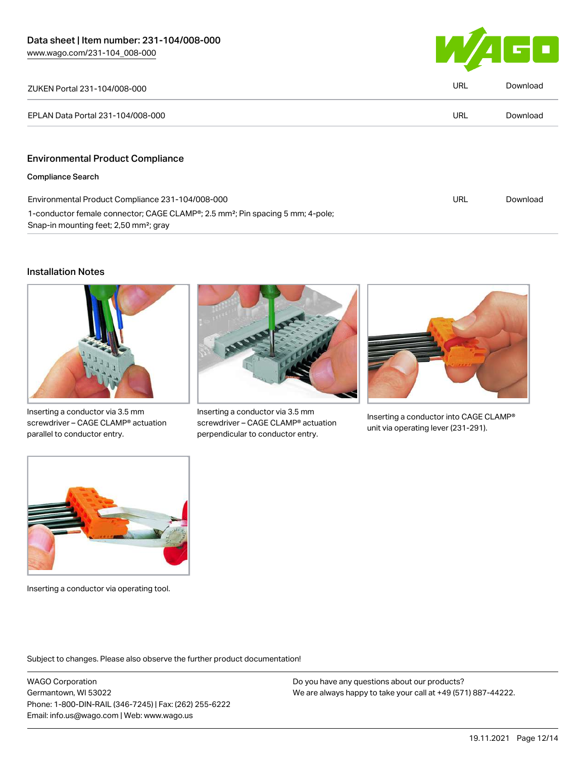| ZUKEN Portal 231-104/008-000 | URL | Download |
| --- | --- | --- |
| EPLAN Data Portal 231-104/008-000 | URL | Download |

## Environmental Product Compliance

### Compliance Search

| Environmental Product Compliance 231-104/008-000 | URL | Download |
| --- | --- | --- |
| 1-conductor female connector; CAGE CLAMP®; 2.5 mm²; Pin spacing 5 mm; 4-pole; Snap-in mounting feet; 2,50 mm²; gray | | |

## Installation Notes

Inserting a conductor via 3.5 mm screwdriver – CAGE CLAMP® actuation parallel to conductor entry.

Inserting a conductor via 3.5 mm screwdriver – CAGE CLAMP® actuation perpendicular to conductor entry.

Inserting a conductor into CAGE CLAMP® unit via operating lever (231-291).

Inserting a conductor via operating tool.

Subject to changes. Please also observe the further product documentation!

WAGO Corporation
Germantown, WI 53022
Phone: 1-800-DIN-RAIL (346-7245) | Fax: (262) 255-6222
Email: info.us@wago.com | Web: www.wago.us

Do you have any questions about our products?
We are always happy to take your call at +49 (571) 887-44222.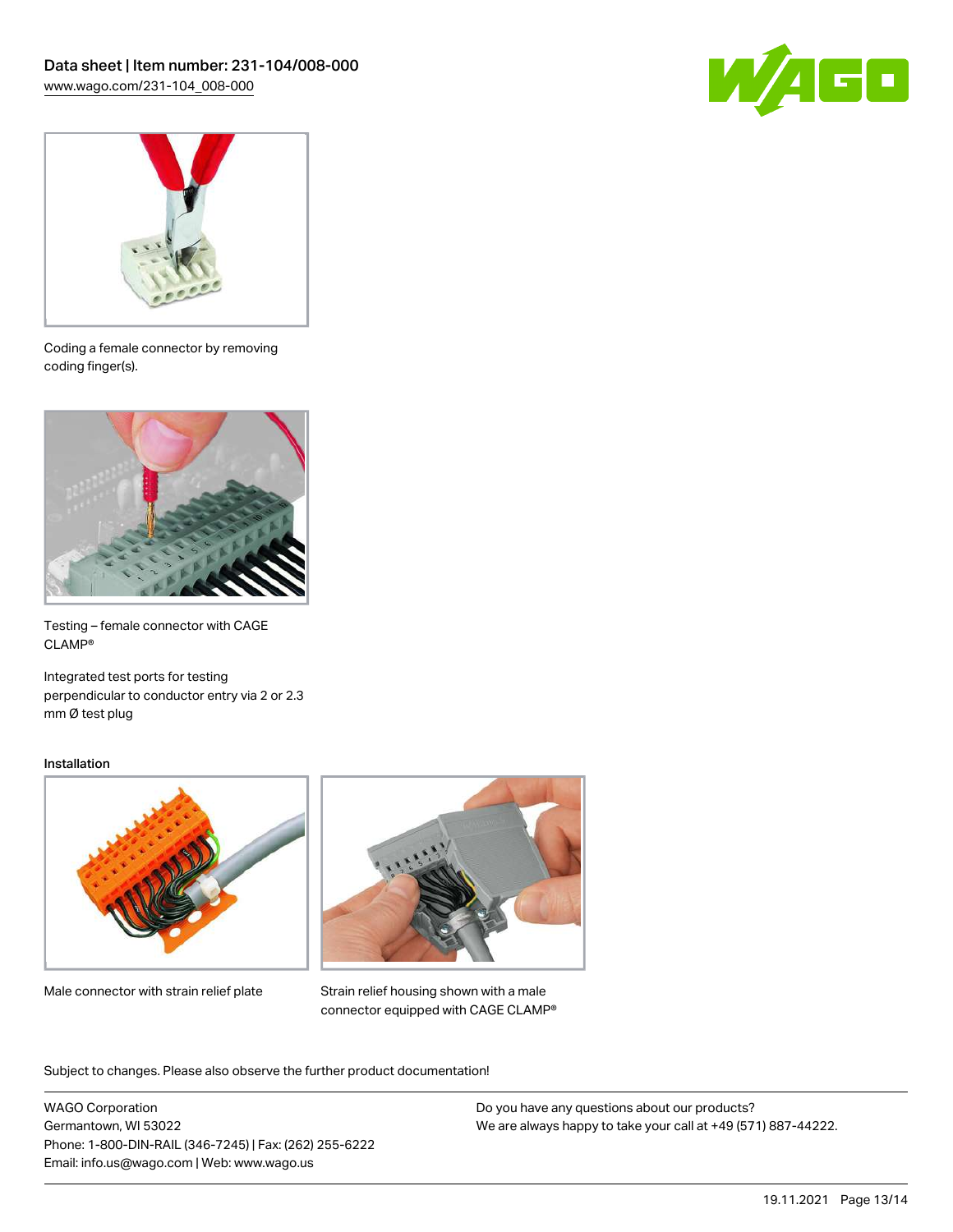Coding a female connector by removing coding finger(s).

Testing – female connector with CAGE CLAMP®

Integrated test ports for testing perpendicular to conductor entry via 2 or 2.3 mm Ø test plug

## Installation

Male connector with strain relief plate

Strain relief housing shown with a male connector equipped with CAGE CLAMP®

Subject to changes. Please also observe the further product documentation!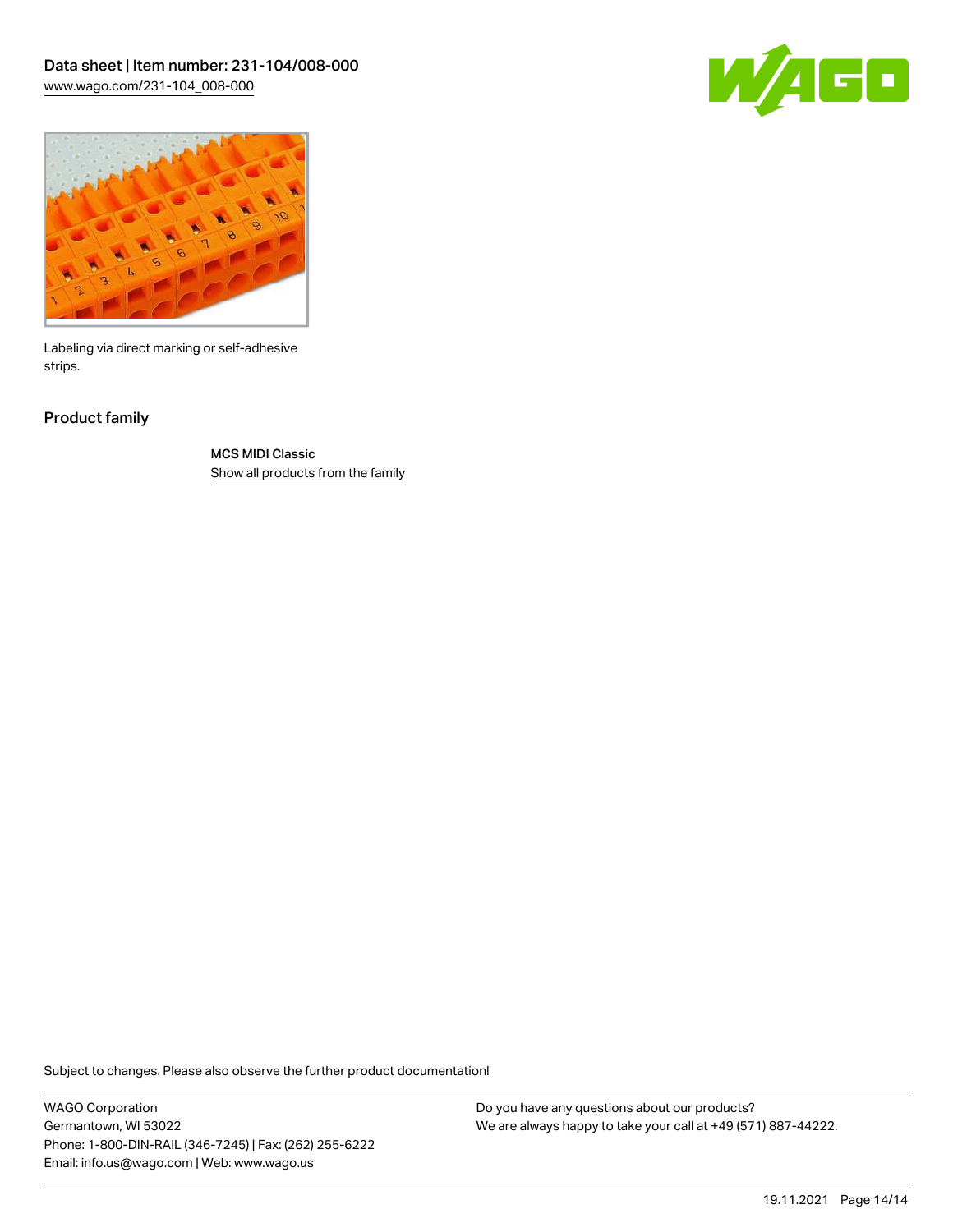Labeling via direct marking or self-adhesive strips.

## Product family

MCS MIDI Classic
Show all products from the family

Subject to changes. Please also observe the further product documentation!

WAGO Corporation
Germantown, WI 53022
Phone: 1-800-DIN-RAIL (346-7245) | Fax: (262) 255-6222
Email: info.us@wago.com | Web: www.wago.us

Do you have any questions about our products?
We are always happy to take your call at +49 (571) 887-44222.